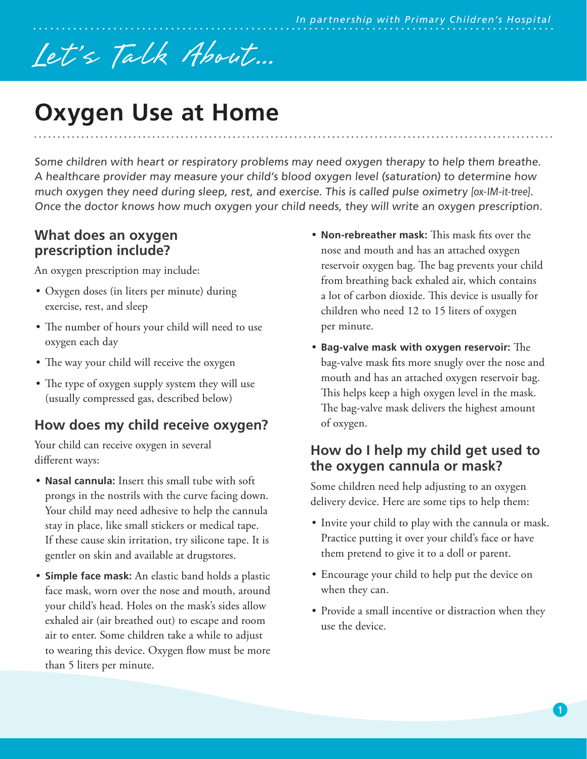Let's Talk About...

# Oxygen Use at Home

*Some children with heart or respiratory problems may need oxygen therapy to help them breathe. A healthcare provider may measure your child's blood oxygen level (saturation) to determine how much oxygen they need during sleep, rest, and exercise. This is called pulse oximetry [ox-IM-it-tree]. Once the doctor knows how much oxygen your child needs, they will write an oxygen prescription.*

## What does an oxygen prescription include?

An oxygen prescription may include:

- Oxygen doses (in liters per minute) during exercise, rest, and sleep
- The number of hours your child will need to use oxygen each day
- The way your child will receive the oxygen
- The type of oxygen supply system they will use (usually compressed gas, described below)

## How does my child receive oxygen?

Your child can receive oxygen in several different ways:

- **Nasal cannula:** Insert this small tube with soft prongs in the nostrils with the curve facing down. Your child may need adhesive to help the cannula stay in place, like small stickers or medical tape. If these cause skin irritation, try silicone tape. It is gentler on skin and available at drugstores.
- **Simple face mask:** An elastic band holds a plastic face mask, worn over the nose and mouth, around your child's head. Holes on the mask's sides allow exhaled air (air breathed out) to escape and room air to enter. Some children take a while to adjust to wearing this device. Oxygen flow must be more than 5 liters per minute.
- **Non-rebreather mask:** This mask fits over the nose and mouth and has an attached oxygen reservoir oxygen bag. The bag prevents your child from breathing back exhaled air, which contains a lot of carbon dioxide. This device is usually for children who need 12 to 15 liters of oxygen per minute.
- **Bag-valve mask with oxygen reservoir:** The bag-valve mask fits more snugly over the nose and mouth and has an attached oxygen reservoir bag. This helps keep a high oxygen level in the mask. The bag-valve mask delivers the highest amount of oxygen.

## How do I help my child get used to the oxygen cannula or mask?

Some children need help adjusting to an oxygen delivery device. Here are some tips to help them:

- Invite your child to play with the cannula or mask. Practice putting it over your child's face or have them pretend to give it to a doll or parent.
- Encourage your child to help put the device on when they can.
- Provide a small incentive or distraction when they use the device.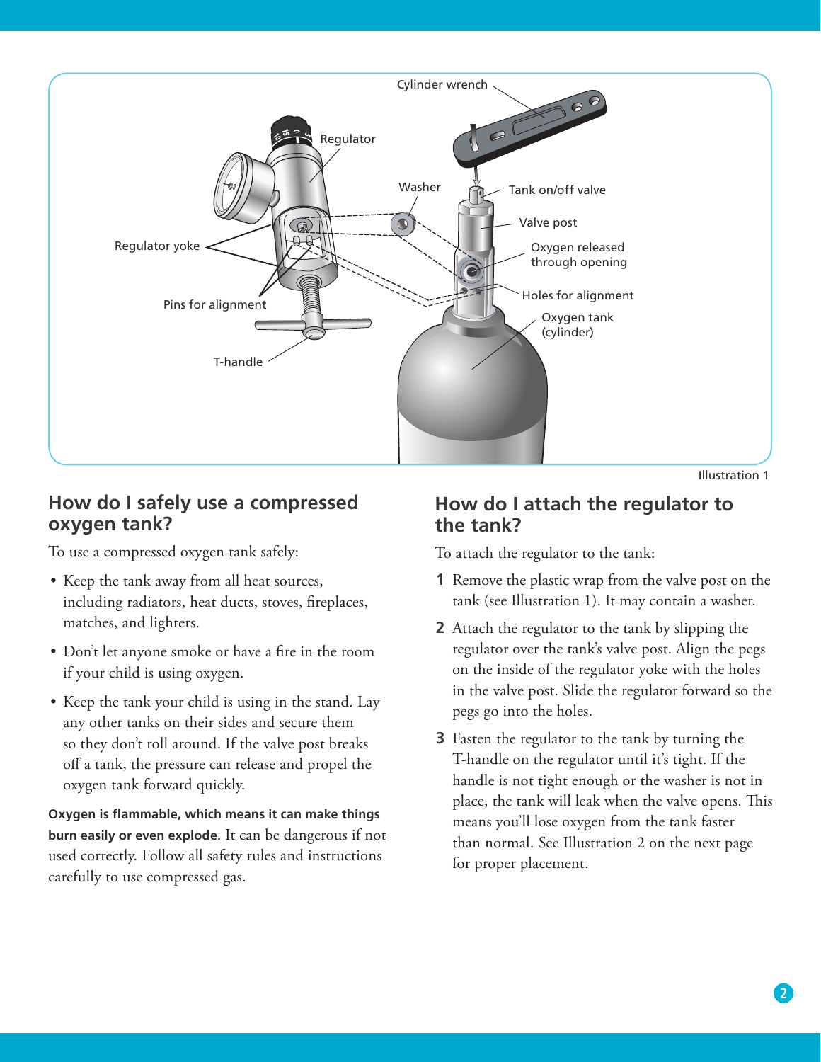Illustration 1

## How do I safely use a compressed oxygen tank?

To use a compressed oxygen tank safely:

- Keep the tank away from all heat sources, including radiators, heat ducts, stoves, fireplaces, matches, and lighters.
- Don't let anyone smoke or have a fire in the room if your child is using oxygen.
- Keep the tank your child is using in the stand. Lay any other tanks on their sides and secure them so they don't roll around. If the valve post breaks off a tank, the pressure can release and propel the oxygen tank forward quickly.

**Oxygen is flammable, which means it can make things burn easily or even explode.** It can be dangerous if not used correctly. Follow all safety rules and instructions carefully to use compressed gas.

## How do I attach the regulator to the tank?

To attach the regulator to the tank:

1. Remove the plastic wrap from the valve post on the tank (see Illustration 1). It may contain a washer.
2. Attach the regulator to the tank by slipping the regulator over the tank's valve post. Align the pegs on the inside of the regulator yoke with the holes in the valve post. Slide the regulator forward so the pegs go into the holes.
3. Fasten the regulator to the tank by turning the T-handle on the regulator until it's tight. If the handle is not tight enough or the washer is not in place, the tank will leak when the valve opens. This means you'll lose oxygen from the tank faster than normal. See Illustration 2 on the next page for proper placement.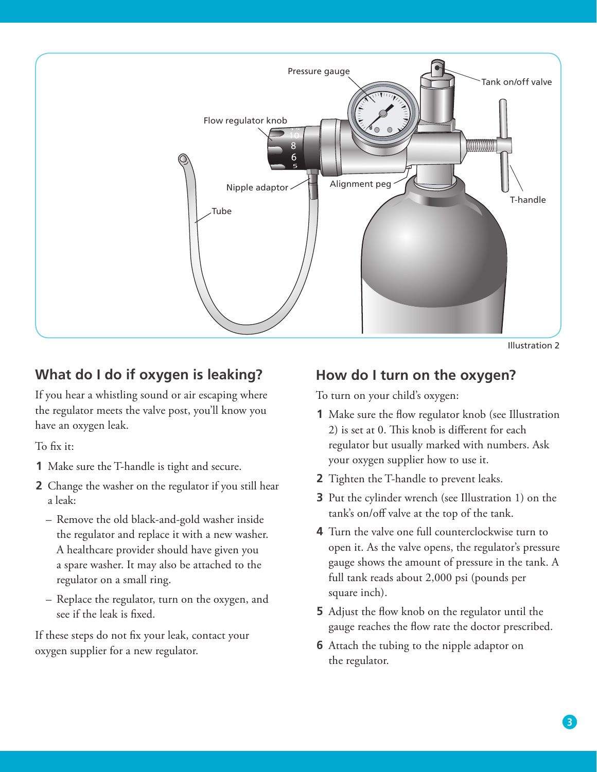Illustration 2

## What do I do if oxygen is leaking?

If you hear a whistling sound or air escaping where the regulator meets the valve post, you'll know you have an oxygen leak.

To fix it:

1. Make sure the T-handle is tight and secure.
2. Change the washer on the regulator if you still hear a leak:
   - Remove the old black-and-gold washer inside the regulator and replace it with a new washer. A healthcare provider should have given you a spare washer. It may also be attached to the regulator on a small ring.
   - Replace the regulator, turn on the oxygen, and see if the leak is fixed.

If these steps do not fix your leak, contact your oxygen supplier for a new regulator.

## How do I turn on the oxygen?

To turn on your child's oxygen:

1. Make sure the flow regulator knob (see Illustration 2) is set at 0. This knob is different for each regulator but usually marked with numbers. Ask your oxygen supplier how to use it.
2. Tighten the T-handle to prevent leaks.
3. Put the cylinder wrench (see Illustration 1) on the tank's on/off valve at the top of the tank.
4. Turn the valve one full counterclockwise turn to open it. As the valve opens, the regulator's pressure gauge shows the amount of pressure in the tank. A full tank reads about 2,000 psi (pounds per square inch).
5. Adjust the flow knob on the regulator until the gauge reaches the flow rate the doctor prescribed.
6. Attach the tubing to the nipple adaptor on the regulator.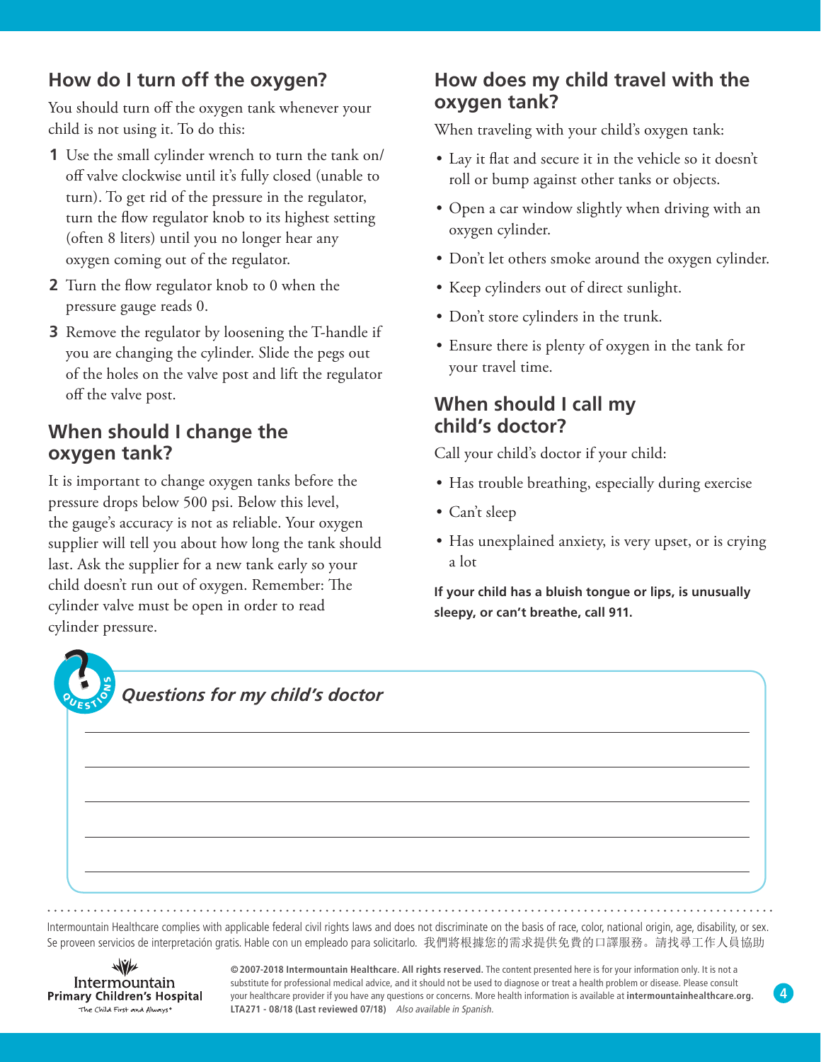## How do I turn off the oxygen?

You should turn off the oxygen tank whenever your child is not using it. To do this:

1. Use the small cylinder wrench to turn the tank on/off valve clockwise until it's fully closed (unable to turn). To get rid of the pressure in the regulator, turn the flow regulator knob to its highest setting (often 8 liters) until you no longer hear any oxygen coming out of the regulator.
2. Turn the flow regulator knob to 0 when the pressure gauge reads 0.
3. Remove the regulator by loosening the T-handle if you are changing the cylinder. Slide the pegs out of the holes on the valve post and lift the regulator off the valve post.

## When should I change the oxygen tank?

It is important to change oxygen tanks before the pressure drops below 500 psi. Below this level, the gauge's accuracy is not as reliable. Your oxygen supplier will tell you about how long the tank should last. Ask the supplier for a new tank early so your child doesn't run out of oxygen. Remember: The cylinder valve must be open in order to read cylinder pressure.

## How does my child travel with the oxygen tank?

When traveling with your child's oxygen tank:

- Lay it flat and secure it in the vehicle so it doesn't roll or bump against other tanks or objects.
- Open a car window slightly when driving with an oxygen cylinder.
- Don't let others smoke around the oxygen cylinder.
- Keep cylinders out of direct sunlight.
- Don't store cylinders in the trunk.
- Ensure there is plenty of oxygen in the tank for your travel time.

## When should I call my child's doctor?

Call your child's doctor if your child:

- Has trouble breathing, especially during exercise
- Can't sleep
- Has unexplained anxiety, is very upset, or is crying a lot

**If your child has a bluish tongue or lips, is unusually sleepy, or can't breathe, call 911.**

### *Questions for my child's doctor*

Intermountain Healthcare complies with applicable federal civil rights laws and does not discriminate on the basis of race, color, national origin, age, disability, or sex. Se proveen servicios de interpretación gratis. Hable con un empleado para solicitarlo. 我們將根據您的需求提供免費的口譯服務。請找尋工作人員協助

Intermountain Primary Children's Hospital
The Child First and Always®

**© 2007-2018 Intermountain Healthcare. All rights reserved.** The content presented here is for your information only. It is not a substitute for professional medical advice, and it should not be used to diagnose or treat a health problem or disease. Please consult your healthcare provider if you have any questions or concerns. More health information is available at **intermountainhealthcare.org**. **LTA271 - 08/18 (Last reviewed 07/18)** *Also available in Spanish.*